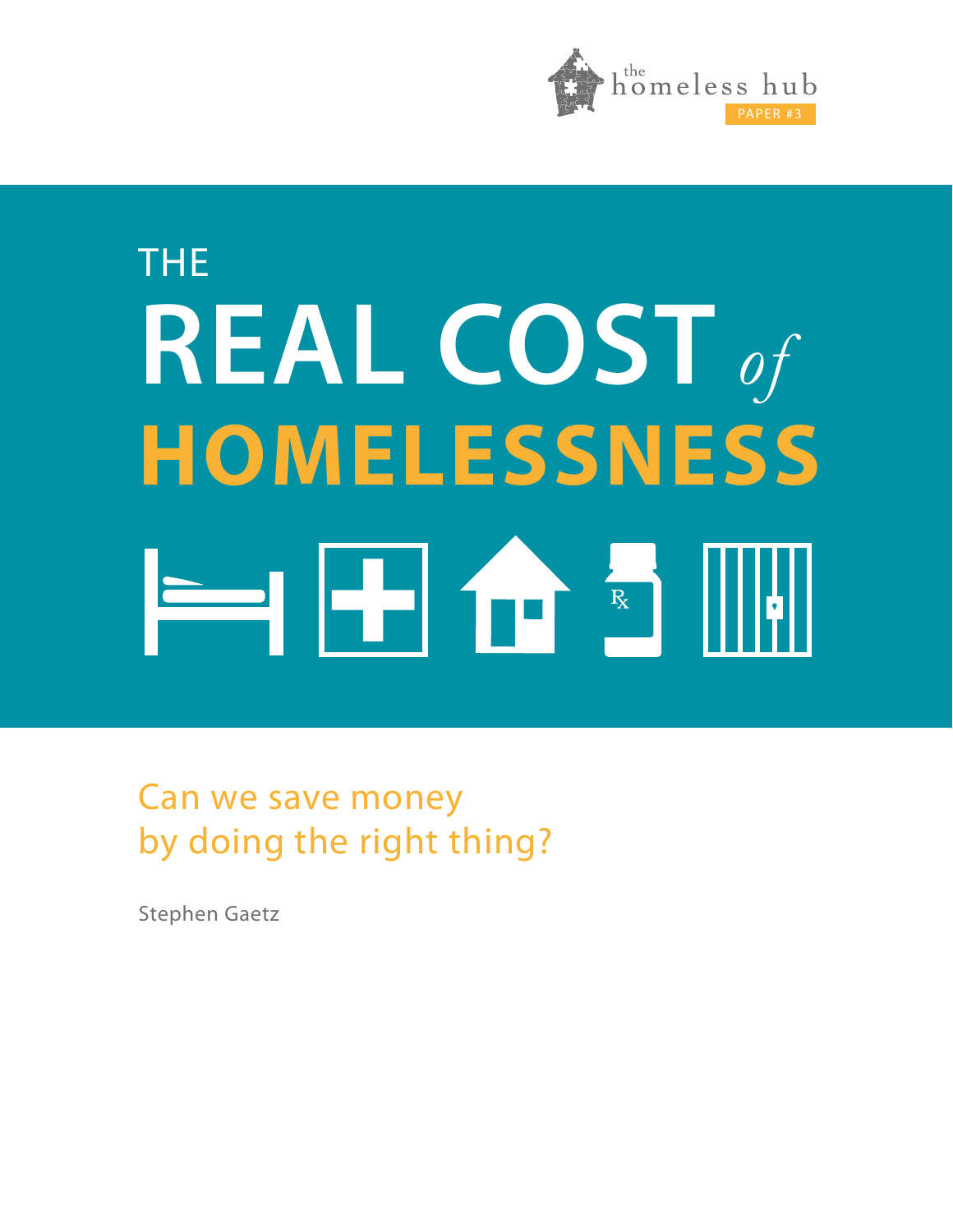the homeless hub

PAPER #3

# THE REAL COST *of* HOMELESSNESS

## Can we save money by doing the right thing?

Stephen Gaetz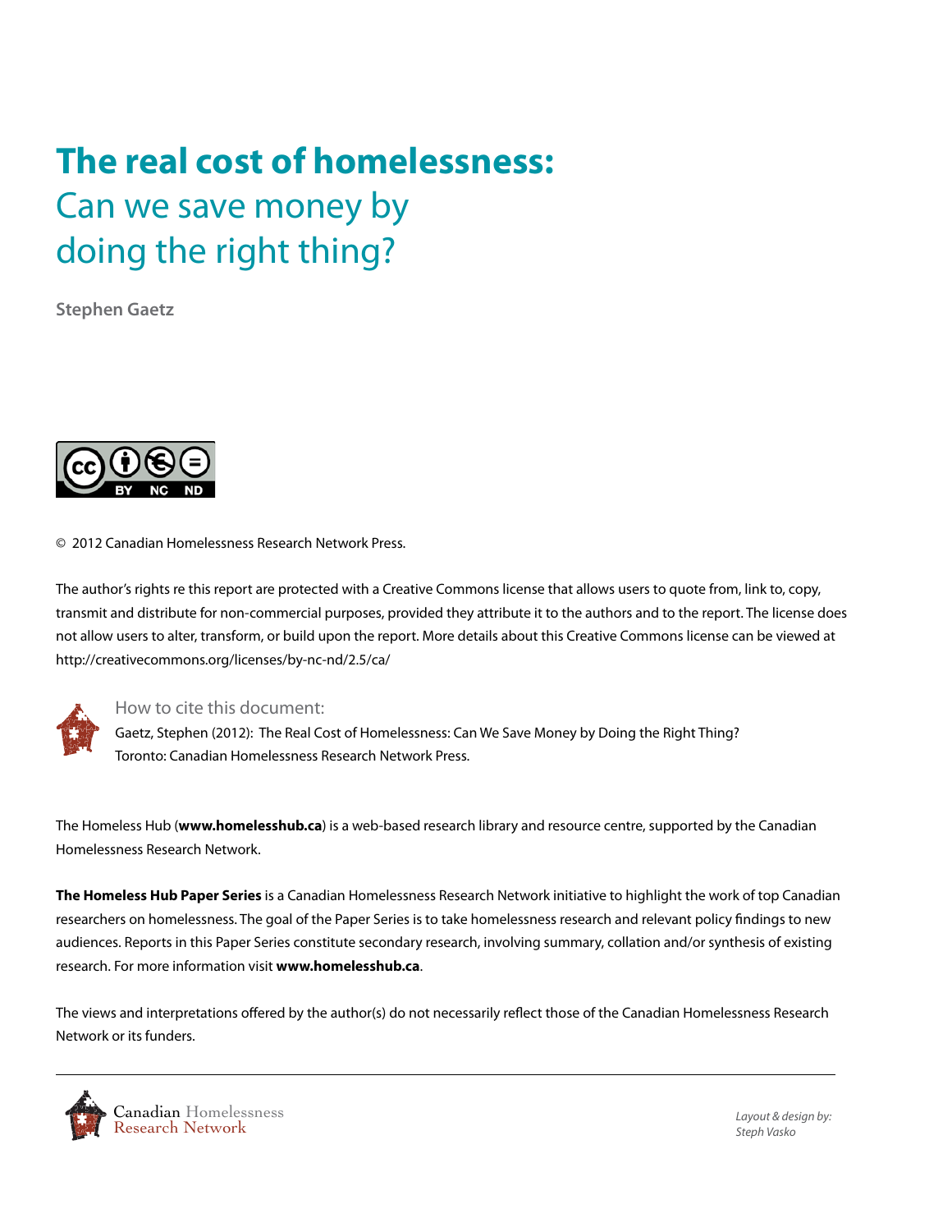# The real cost of homelessness:

## Can we save money by doing the right thing?

**Stephen Gaetz**

© 2012 Canadian Homelessness Research Network Press.

The author's rights re this report are protected with a Creative Commons license that allows users to quote from, link to, copy, transmit and distribute for non-commercial purposes, provided they attribute it to the authors and to the report. The license does not allow users to alter, transform, or build upon the report. More details about this Creative Commons license can be viewed at http://creativecommons.org/licenses/by-nc-nd/2.5/ca/

How to cite this document:

Gaetz, Stephen (2012): The Real Cost of Homelessness: Can We Save Money by Doing the Right Thing? Toronto: Canadian Homelessness Research Network Press.

The Homeless Hub (**www.homelesshub.ca**) is a web-based research library and resource centre, supported by the Canadian Homelessness Research Network.

**The Homeless Hub Paper Series** is a Canadian Homelessness Research Network initiative to highlight the work of top Canadian researchers on homelessness. The goal of the Paper Series is to take homelessness research and relevant policy findings to new audiences. Reports in this Paper Series constitute secondary research, involving summary, collation and/or synthesis of existing research. For more information visit **www.homelesshub.ca**.

The views and interpretations offered by the author(s) do not necessarily reflect those of the Canadian Homelessness Research Network or its funders.

Canadian Homelessness Research Network

*Layout & design by: Steph Vasko*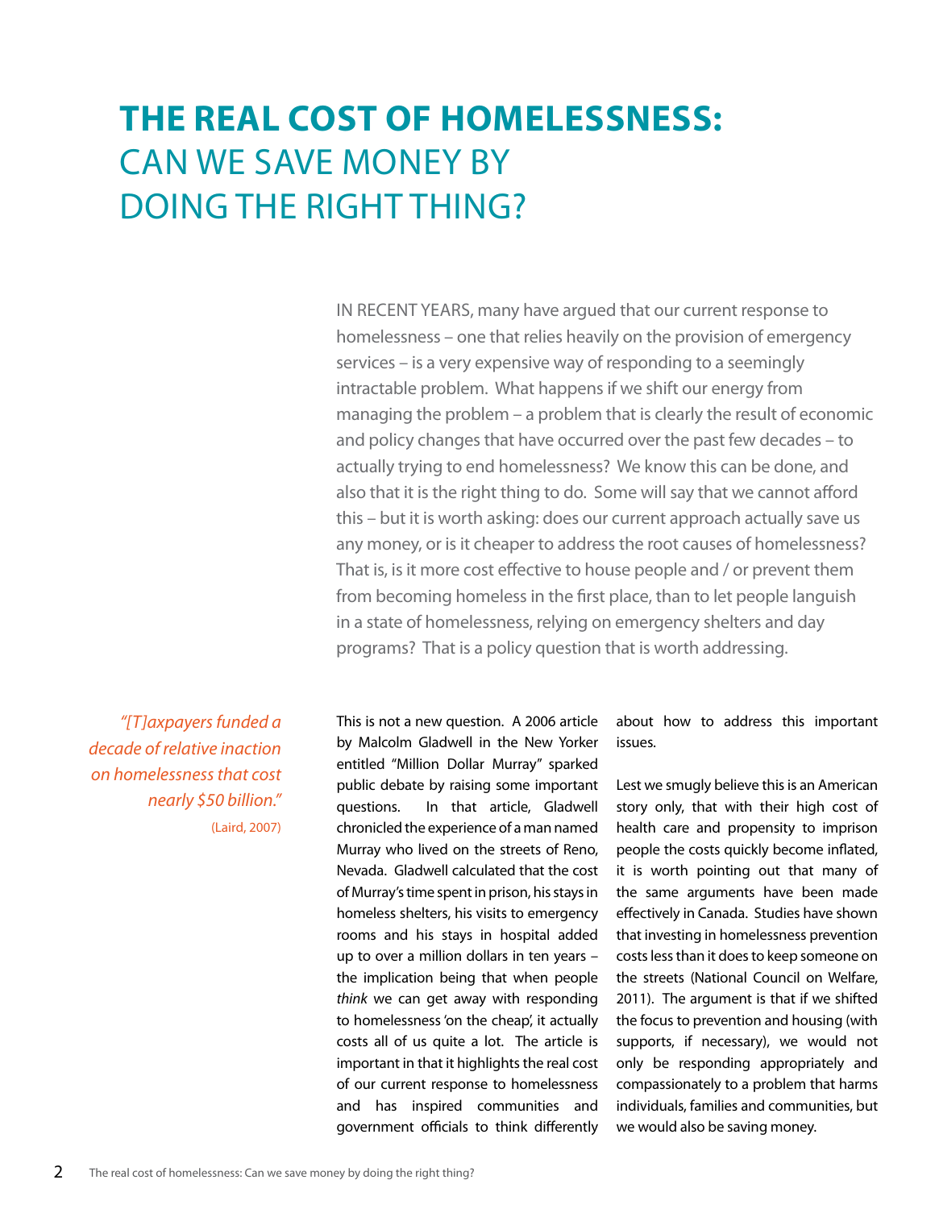# THE REAL COST OF HOMELESSNESS: CAN WE SAVE MONEY BY DOING THE RIGHT THING?

IN RECENT YEARS, many have argued that our current response to homelessness – one that relies heavily on the provision of emergency services – is a very expensive way of responding to a seemingly intractable problem. What happens if we shift our energy from managing the problem – a problem that is clearly the result of economic and policy changes that have occurred over the past few decades – to actually trying to end homelessness? We know this can be done, and also that it is the right thing to do. Some will say that we cannot afford this – but it is worth asking: does our current approach actually save us any money, or is it cheaper to address the root causes of homelessness? That is, is it more cost effective to house people and / or prevent them from becoming homeless in the first place, than to let people languish in a state of homelessness, relying on emergency shelters and day programs? That is a policy question that is worth addressing.

*"[T]axpayers funded a decade of relative inaction on homelessness that cost nearly $50 billion."* (Laird, 2007)

This is not a new question. A 2006 article by Malcolm Gladwell in the New Yorker entitled "Million Dollar Murray" sparked public debate by raising some important questions. In that article, Gladwell chronicled the experience of a man named Murray who lived on the streets of Reno, Nevada. Gladwell calculated that the cost of Murray's time spent in prison, his stays in homeless shelters, his visits to emergency rooms and his stays in hospital added up to over a million dollars in ten years – the implication being that when people *think* we can get away with responding to homelessness 'on the cheap', it actually costs all of us quite a lot. The article is important in that it highlights the real cost of our current response to homelessness and has inspired communities and government officials to think differently about how to address this important issues.

Lest we smugly believe this is an American story only, that with their high cost of health care and propensity to imprison people the costs quickly become inflated, it is worth pointing out that many of the same arguments have been made effectively in Canada. Studies have shown that investing in homelessness prevention costs less than it does to keep someone on the streets (National Council on Welfare, 2011). The argument is that if we shifted the focus to prevention and housing (with supports, if necessary), we would not only be responding appropriately and compassionately to a problem that harms individuals, families and communities, but we would also be saving money.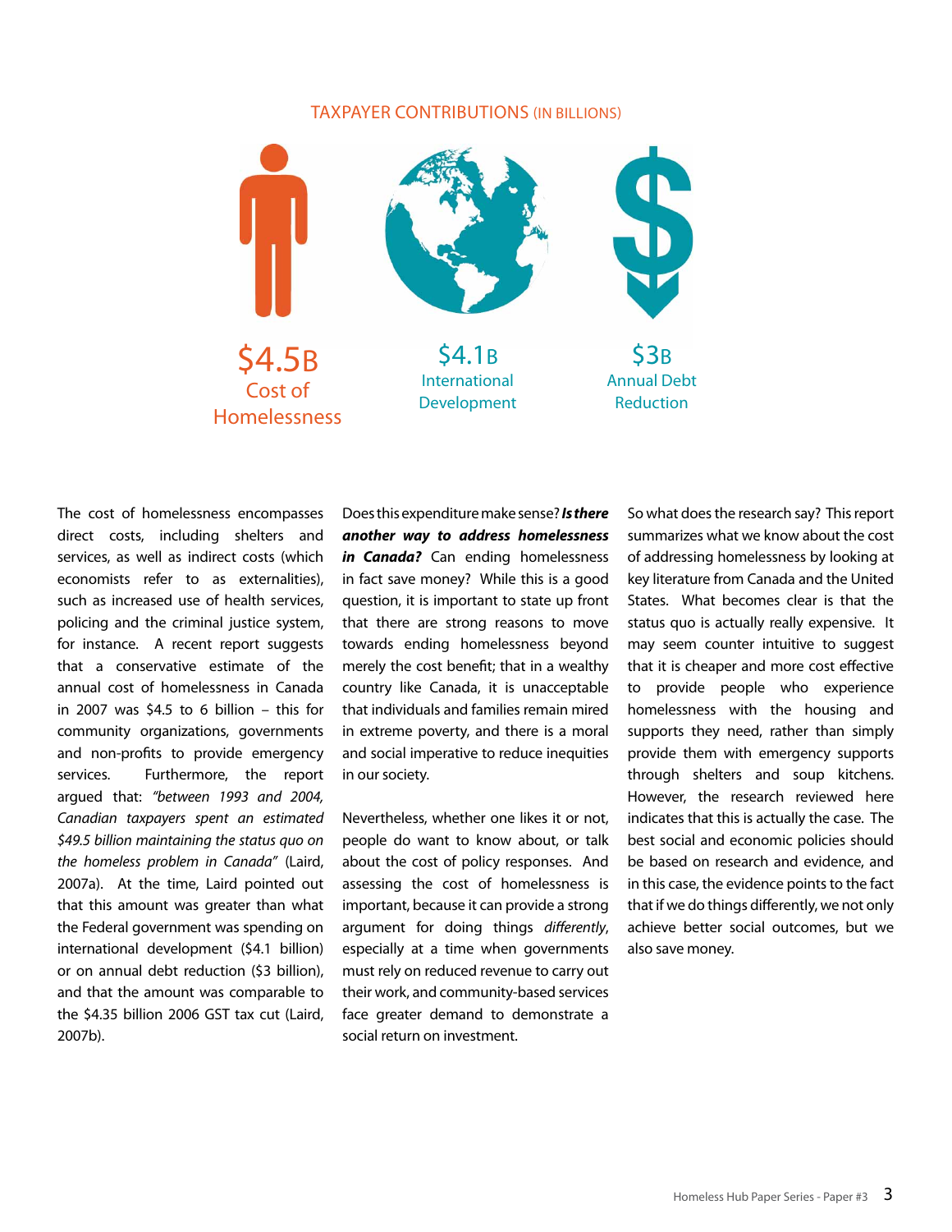TAXPAYER CONTRIBUTIONS (IN BILLIONS)

$4.5B Cost of Homelessness

$4.1B International Development

$3B Annual Debt Reduction

The cost of homelessness encompasses direct costs, including shelters and services, as well as indirect costs (which economists refer to as externalities), such as increased use of health services, policing and the criminal justice system, for instance. A recent report suggests that a conservative estimate of the annual cost of homelessness in Canada in 2007 was $4.5 to 6 billion – this for community organizations, governments and non-profits to provide emergency services. Furthermore, the report argued that: *"between 1993 and 2004, Canadian taxpayers spent an estimated $49.5 billion maintaining the status quo on the homeless problem in Canada"* (Laird, 2007a). At the time, Laird pointed out that this amount was greater than what the Federal government was spending on international development ($4.1 billion) or on annual debt reduction ($3 billion), and that the amount was comparable to the $4.35 billion 2006 GST tax cut (Laird, 2007b).

Does this expenditure make sense? ***Is there another way to address homelessness in Canada?*** Can ending homelessness in fact save money? While this is a good question, it is important to state up front that there are strong reasons to move towards ending homelessness beyond merely the cost benefit; that in a wealthy country like Canada, it is unacceptable that individuals and families remain mired in extreme poverty, and there is a moral and social imperative to reduce inequities in our society.

Nevertheless, whether one likes it or not, people do want to know about, or talk about the cost of policy responses. And assessing the cost of homelessness is important, because it can provide a strong argument for doing things *differently*, especially at a time when governments must rely on reduced revenue to carry out their work, and community-based services face greater demand to demonstrate a social return on investment.

So what does the research say? This report summarizes what we know about the cost of addressing homelessness by looking at key literature from Canada and the United States. What becomes clear is that the status quo is actually really expensive. It may seem counter intuitive to suggest that it is cheaper and more cost effective to provide people who experience homelessness with the housing and supports they need, rather than simply provide them with emergency supports through shelters and soup kitchens. However, the research reviewed here indicates that this is actually the case. The best social and economic policies should be based on research and evidence, and in this case, the evidence points to the fact that if we do things differently, we not only achieve better social outcomes, but we also save money.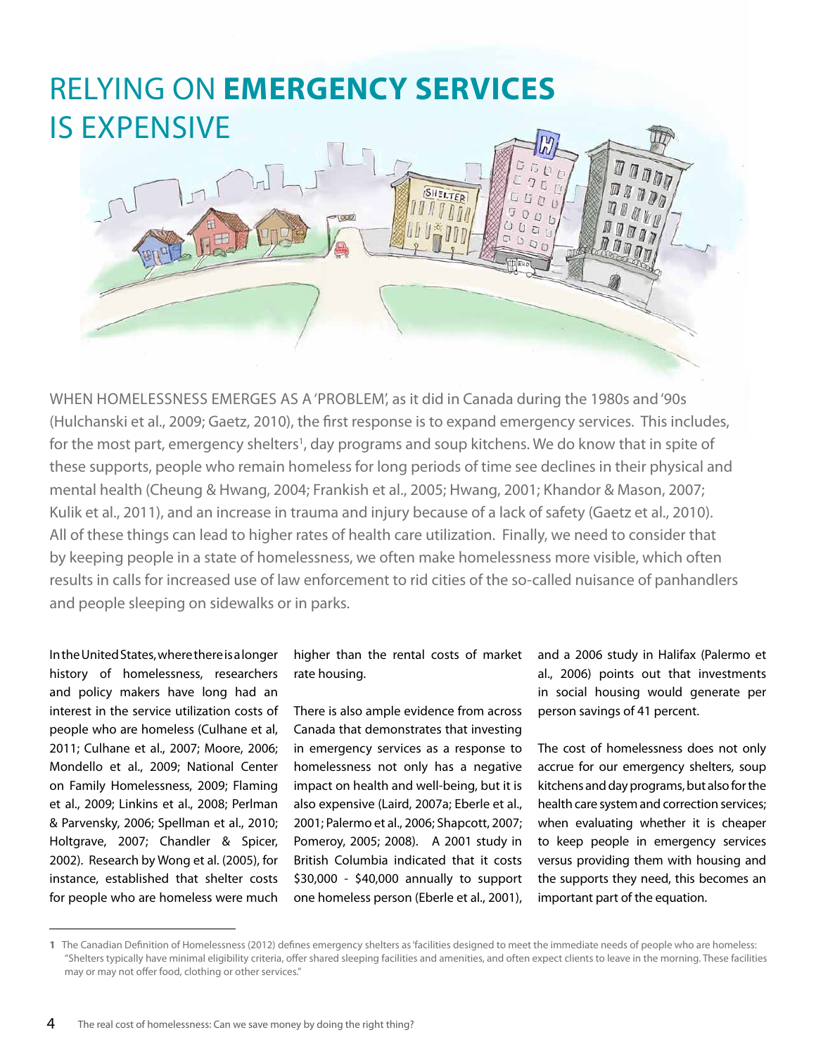# RELYING ON **EMERGENCY SERVICES** IS EXPENSIVE

WHEN HOMELESSNESS EMERGES AS A 'PROBLEM', as it did in Canada during the 1980s and '90s (Hulchanski et al., 2009; Gaetz, 2010), the first response is to expand emergency services. This includes, for the most part, emergency shelters[1], day programs and soup kitchens. We do know that in spite of these supports, people who remain homeless for long periods of time see declines in their physical and mental health (Cheung & Hwang, 2004; Frankish et al., 2005; Hwang, 2001; Khandor & Mason, 2007; Kulik et al., 2011), and an increase in trauma and injury because of a lack of safety (Gaetz et al., 2010). All of these things can lead to higher rates of health care utilization. Finally, we need to consider that by keeping people in a state of homelessness, we often make homelessness more visible, which often results in calls for increased use of law enforcement to rid cities of the so-called nuisance of panhandlers and people sleeping on sidewalks or in parks.

In the United States, where there is a longer history of homelessness, researchers and policy makers have long had an interest in the service utilization costs of people who are homeless (Culhane et al, 2011; Culhane et al., 2007; Moore, 2006; Mondello et al., 2009; National Center on Family Homelessness, 2009; Flaming et al., 2009; Linkins et al., 2008; Perlman & Parvensky, 2006; Spellman et al., 2010; Holtgrave, 2007; Chandler & Spicer, 2002). Research by Wong et al. (2005), for instance, established that shelter costs for people who are homeless were much higher than the rental costs of market rate housing.

There is also ample evidence from across Canada that demonstrates that investing in emergency services as a response to homelessness not only has a negative impact on health and well-being, but it is also expensive (Laird, 2007a; Eberle et al., 2001; Palermo et al., 2006; Shapcott, 2007; Pomeroy, 2005; 2008). A 2001 study in British Columbia indicated that it costs $30,000 - $40,000 annually to support one homeless person (Eberle et al., 2001), and a 2006 study in Halifax (Palermo et al., 2006) points out that investments in social housing would generate per person savings of 41 percent.

The cost of homelessness does not only accrue for our emergency shelters, soup kitchens and day programs, but also for the health care system and correction services; when evaluating whether it is cheaper to keep people in emergency services versus providing them with housing and the supports they need, this becomes an important part of the equation.

---

[1] The Canadian Definition of Homelessness (2012) defines emergency shelters as 'facilities designed to meet the immediate needs of people who are homeless: "Shelters typically have minimal eligibility criteria, offer shared sleeping facilities and amenities, and often expect clients to leave in the morning. These facilities may or may not offer food, clothing or other services."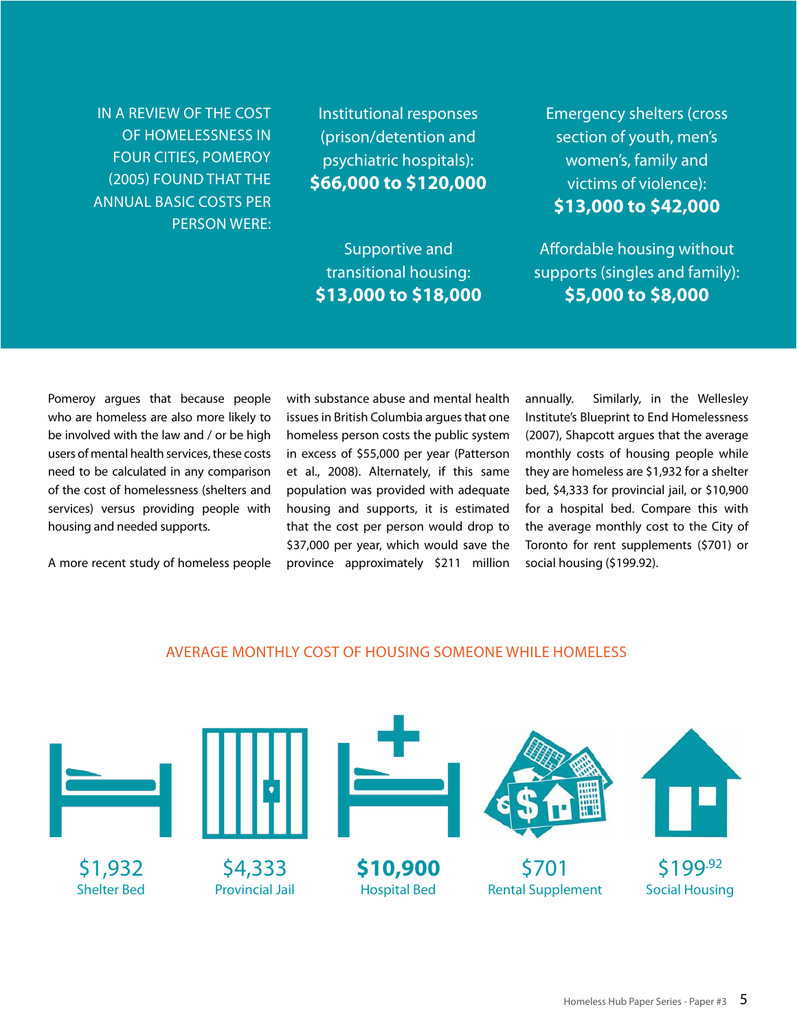IN A REVIEW OF THE COST OF HOMELESSNESS IN FOUR CITIES, POMEROY (2005) FOUND THAT THE ANNUAL BASIC COSTS PER PERSON WERE:

Institutional responses (prison/detention and psychiatric hospitals): **$66,000 to $120,000**

Emergency shelters (cross section of youth, men's women's, family and victims of violence): **$13,000 to $42,000**

Supportive and transitional housing: **$13,000 to $18,000**

Affordable housing without supports (singles and family): **$5,000 to $8,000**

Pomeroy argues that because people who are homeless are also more likely to be involved with the law and / or be high users of mental health services, these costs need to be calculated in any comparison of the cost of homelessness (shelters and services) versus providing people with housing and needed supports.

A more recent study of homeless people with substance abuse and mental health issues in British Columbia argues that one homeless person costs the public system in excess of $55,000 per year (Patterson et al., 2008). Alternately, if this same population was provided with adequate housing and supports, it is estimated that the cost per person would drop to $37,000 per year, which would save the province approximately $211 million annually. Similarly, in the Wellesley Institute's Blueprint to End Homelessness (2007), Shapcott argues that the average monthly costs of housing people while they are homeless are $1,932 for a shelter bed, $4,333 for provincial jail, or $10,900 for a hospital bed. Compare this with the average monthly cost to the City of Toronto for rent supplements ($701) or social housing ($199.92).

AVERAGE MONTHLY COST OF HOUSING SOMEONE WHILE HOMELESS

| $1,932 | $4,333 | **$10,900** | $701 | $199.92 |
|---|---|---|---|---|
| Shelter Bed | Provincial Jail | Hospital Bed | Rental Supplement | Social Housing |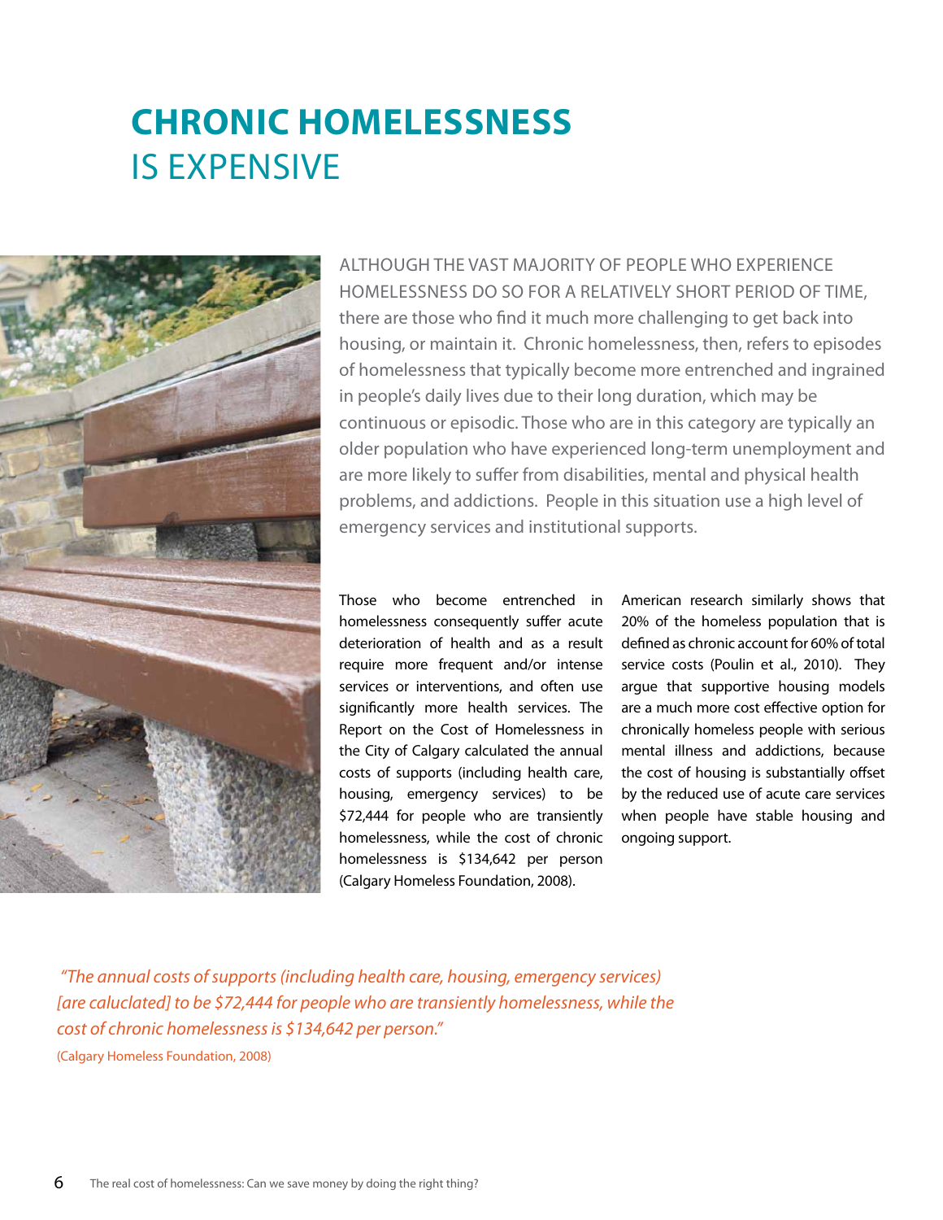# CHRONIC HOMELESSNESS IS EXPENSIVE

ALTHOUGH THE VAST MAJORITY OF PEOPLE WHO EXPERIENCE HOMELESSNESS DO SO FOR A RELATIVELY SHORT PERIOD OF TIME, there are those who find it much more challenging to get back into housing, or maintain it. Chronic homelessness, then, refers to episodes of homelessness that typically become more entrenched and ingrained in people's daily lives due to their long duration, which may be continuous or episodic. Those who are in this category are typically an older population who have experienced long-term unemployment and are more likely to suffer from disabilities, mental and physical health problems, and addictions. People in this situation use a high level of emergency services and institutional supports.

Those who become entrenched in homelessness consequently suffer acute deterioration of health and as a result require more frequent and/or intense services or interventions, and often use significantly more health services. The Report on the Cost of Homelessness in the City of Calgary calculated the annual costs of supports (including health care, housing, emergency services) to be $72,444 for people who are transiently homelessness, while the cost of chronic homelessness is $134,642 per person (Calgary Homeless Foundation, 2008).

American research similarly shows that 20% of the homeless population that is defined as chronic account for 60% of total service costs (Poulin et al., 2010). They argue that supportive housing models are a much more cost effective option for chronically homeless people with serious mental illness and addictions, because the cost of housing is substantially offset by the reduced use of acute care services when people have stable housing and ongoing support.

*"The annual costs of supports (including health care, housing, emergency services) [are caluclated] to be $72,444 for people who are transiently homelessness, while the cost of chronic homelessness is $134,642 per person."*

(Calgary Homeless Foundation, 2008)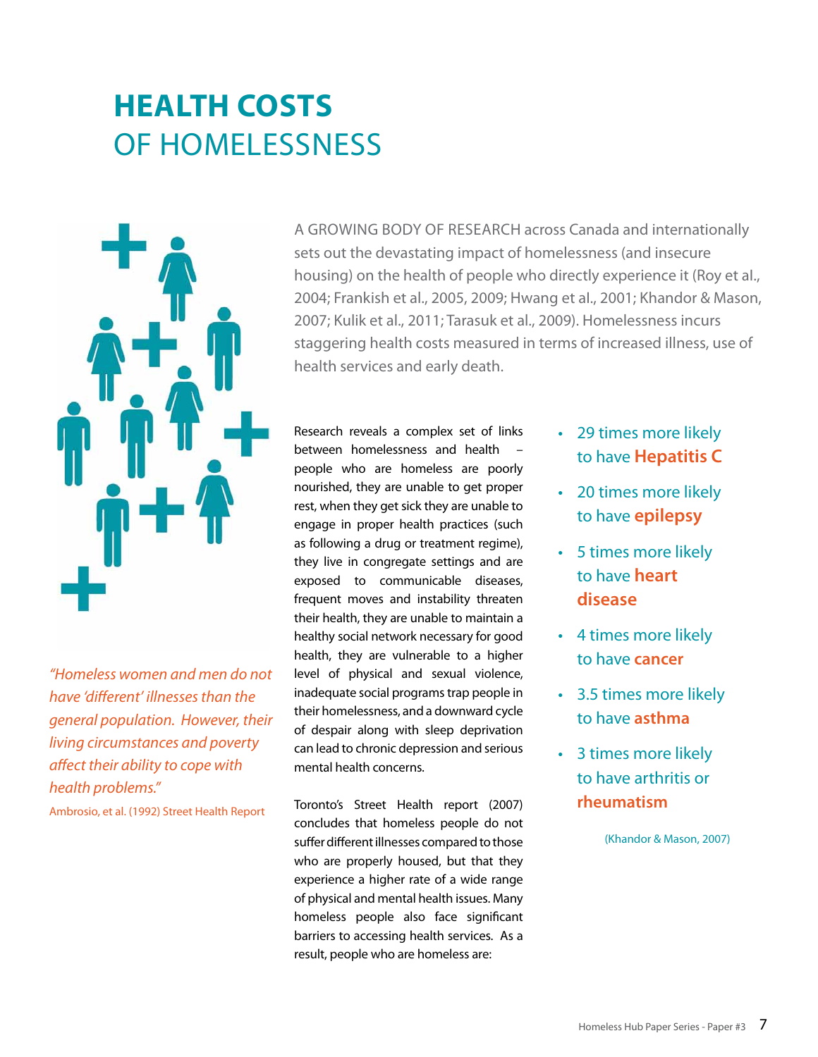# HEALTH COSTS OF HOMELESSNESS

A GROWING BODY OF RESEARCH across Canada and internationally sets out the devastating impact of homelessness (and insecure housing) on the health of people who directly experience it (Roy et al., 2004; Frankish et al., 2005, 2009; Hwang et al., 2001; Khandor & Mason, 2007; Kulik et al., 2011; Tarasuk et al., 2009). Homelessness incurs staggering health costs measured in terms of increased illness, use of health services and early death.

*"Homeless women and men do not have 'different' illnesses than the general population. However, their living circumstances and poverty affect their ability to cope with health problems."*

Ambrosio, et al. (1992) Street Health Report

Research reveals a complex set of links between homelessness and health – people who are homeless are poorly nourished, they are unable to get proper rest, when they get sick they are unable to engage in proper health practices (such as following a drug or treatment regime), they live in congregate settings and are exposed to communicable diseases, frequent moves and instability threaten their health, they are unable to maintain a healthy social network necessary for good health, they are vulnerable to a higher level of physical and sexual violence, inadequate social programs trap people in their homelessness, and a downward cycle of despair along with sleep deprivation can lead to chronic depression and serious mental health concerns.

Toronto's Street Health report (2007) concludes that homeless people do not suffer different illnesses compared to those who are properly housed, but that they experience a higher rate of a wide range of physical and mental health issues. Many homeless people also face significant barriers to accessing health services. As a result, people who are homeless are:

- 29 times more likely to have **Hepatitis C**
- 20 times more likely to have **epilepsy**
- 5 times more likely to have **heart disease**
- 4 times more likely to have **cancer**
- 3.5 times more likely to have **asthma**
- 3 times more likely to have arthritis or **rheumatism**

(Khandor & Mason, 2007)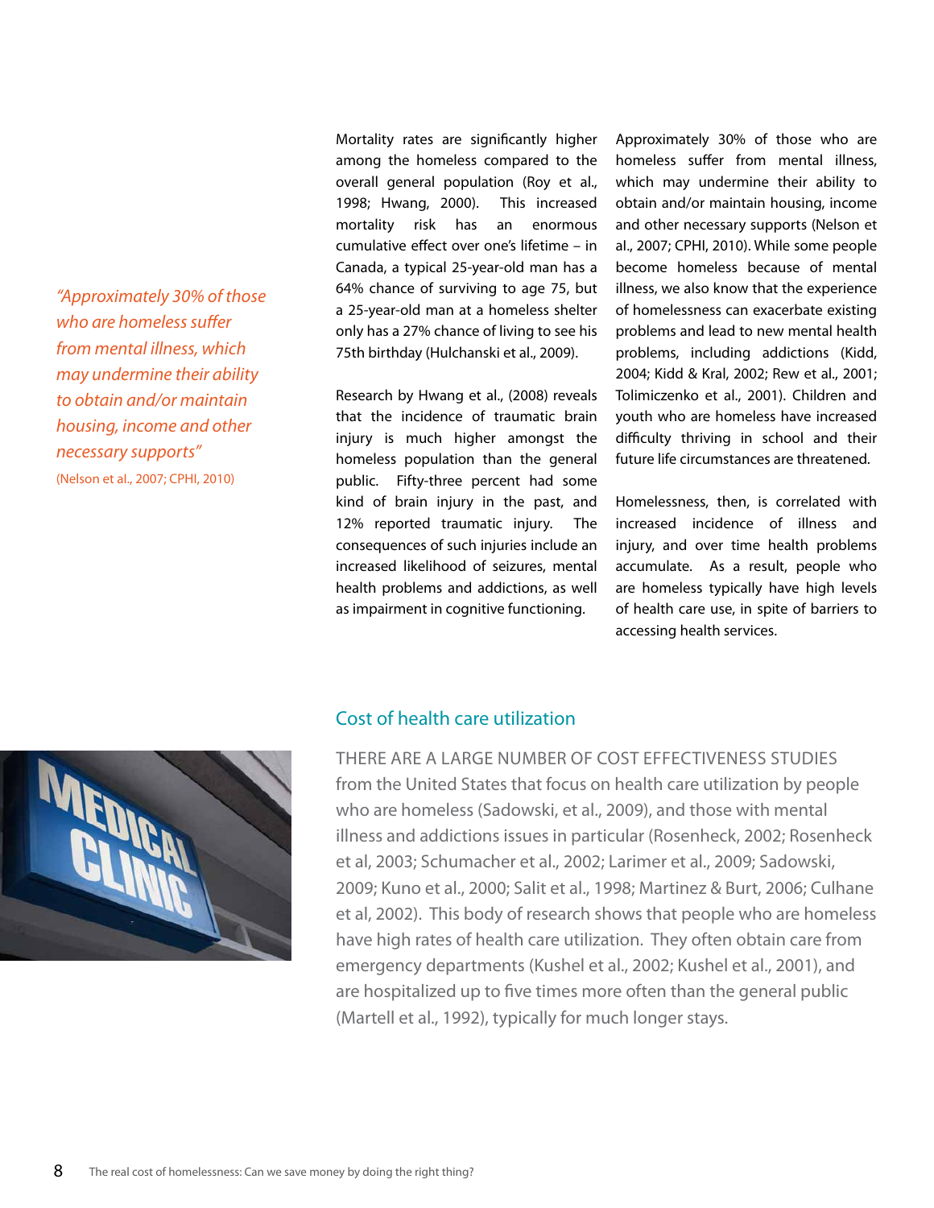> *"Approximately 30% of those who are homeless suffer from mental illness, which may undermine their ability to obtain and/or maintain housing, income and other necessary supports"*
> (Nelson et al., 2007; CPHI, 2010)

Mortality rates are significantly higher among the homeless compared to the overall general population (Roy et al., 1998; Hwang, 2000). This increased mortality risk has an enormous cumulative effect over one's lifetime – in Canada, a typical 25-year-old man has a 64% chance of surviving to age 75, but a 25-year-old man at a homeless shelter only has a 27% chance of living to see his 75th birthday (Hulchanski et al., 2009).

Research by Hwang et al., (2008) reveals that the incidence of traumatic brain injury is much higher amongst the homeless population than the general public. Fifty-three percent had some kind of brain injury in the past, and 12% reported traumatic injury. The consequences of such injuries include an increased likelihood of seizures, mental health problems and addictions, as well as impairment in cognitive functioning.

Approximately 30% of those who are homeless suffer from mental illness, which may undermine their ability to obtain and/or maintain housing, income and other necessary supports (Nelson et al., 2007; CPHI, 2010). While some people become homeless because of mental illness, we also know that the experience of homelessness can exacerbate existing problems and lead to new mental health problems, including addictions (Kidd, 2004; Kidd & Kral, 2002; Rew et al., 2001; Tolimiczenko et al., 2001). Children and youth who are homeless have increased difficulty thriving in school and their future life circumstances are threatened.

Homelessness, then, is correlated with increased incidence of illness and injury, and over time health problems accumulate. As a result, people who are homeless typically have high levels of health care use, in spite of barriers to accessing health services.

## Cost of health care utilization

THERE ARE A LARGE NUMBER OF COST EFFECTIVENESS STUDIES from the United States that focus on health care utilization by people who are homeless (Sadowski, et al., 2009), and those with mental illness and addictions issues in particular (Rosenheck, 2002; Rosenheck et al, 2003; Schumacher et al., 2002; Larimer et al., 2009; Sadowski, 2009; Kuno et al., 2000; Salit et al., 1998; Martinez & Burt, 2006; Culhane et al, 2002). This body of research shows that people who are homeless have high rates of health care utilization. They often obtain care from emergency departments (Kushel et al., 2002; Kushel et al., 2001), and are hospitalized up to five times more often than the general public (Martell et al., 1992), typically for much longer stays.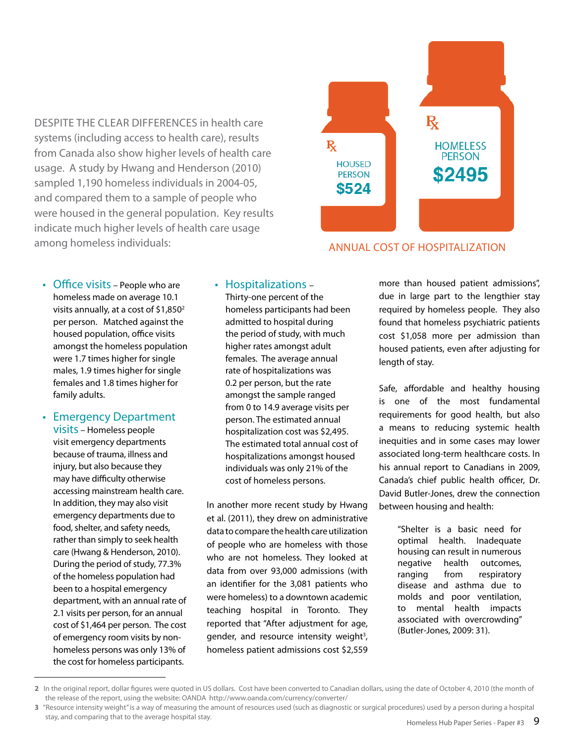DESPITE THE CLEAR DIFFERENCES in health care systems (including access to health care), results from Canada also show higher levels of health care usage. A study by Hwang and Henderson (2010) sampled 1,190 homeless individuals in 2004-05, and compared them to a sample of people who were housed in the general population. Key results indicate much higher levels of health care usage among homeless individuals:

HOUSED PERSON $524

HOMELESS PERSON $2495

ANNUAL COST OF HOSPITALIZATION

- **Office visits** – People who are homeless made on average 10.1 visits annually, at a cost of $1,850[2] per person. Matched against the housed population, office visits amongst the homeless population were 1.7 times higher for single males, 1.9 times higher for single females and 1.8 times higher for family adults.
- **Emergency Department visits** – Homeless people visit emergency departments because of trauma, illness and injury, but also because they may have difficulty otherwise accessing mainstream health care. In addition, they may also visit emergency departments due to food, shelter, and safety needs, rather than simply to seek health care (Hwang & Henderson, 2010). During the period of study, 77.3% of the homeless population had been to a hospital emergency department, with an annual rate of 2.1 visits per person, for an annual cost of $1,464 per person. The cost of emergency room visits by non-homeless persons was only 13% of the cost for homeless participants.
- **Hospitalizations** – Thirty-one percent of the homeless participants had been admitted to hospital during the period of study, with much higher rates amongst adult females. The average annual rate of hospitalizations was 0.2 per person, but the rate amongst the sample ranged from 0 to 14.9 average visits per person. The estimated annual hospitalization cost was $2,495. The estimated total annual cost of hospitalizations amongst housed individuals was only 21% of the cost of homeless persons.

In another more recent study by Hwang et al. (2011), they drew on administrative data to compare the health care utilization of people who are homeless with those who are not homeless. They looked at data from over 93,000 admissions (with an identifier for the 3,081 patients who were homeless) to a downtown academic teaching hospital in Toronto. They reported that "After adjustment for age, gender, and resource intensity weight[3], homeless patient admissions cost $2,559 more than housed patient admissions", due in large part to the lengthier stay required by homeless people. They also found that homeless psychiatric patients cost $1,058 more per admission than housed patients, even after adjusting for length of stay.

Safe, affordable and healthy housing is one of the most fundamental requirements for good health, but also a means to reducing systemic health inequities and in some cases may lower associated long-term healthcare costs. In his annual report to Canadians in 2009, Canada's chief public health officer, Dr. David Butler-Jones, drew the connection between housing and health:

> "Shelter is a basic need for optimal health. Inadequate housing can result in numerous negative health outcomes, ranging from respiratory disease and asthma due to molds and poor ventilation, to mental health impacts associated with overcrowding" (Butler-Jones, 2009: 31).

---

2 In the original report, dollar figures were quoted in US dollars. Cost have been converted to Canadian dollars, using the date of October 4, 2010 (the month of the release of the report, using the website: OANDA http://www.oanda.com/currency/converter/

3 "Resource intensity weight" is a way of measuring the amount of resources used (such as diagnostic or surgical procedures) used by a person during a hospital stay, and comparing that to the average hospital stay.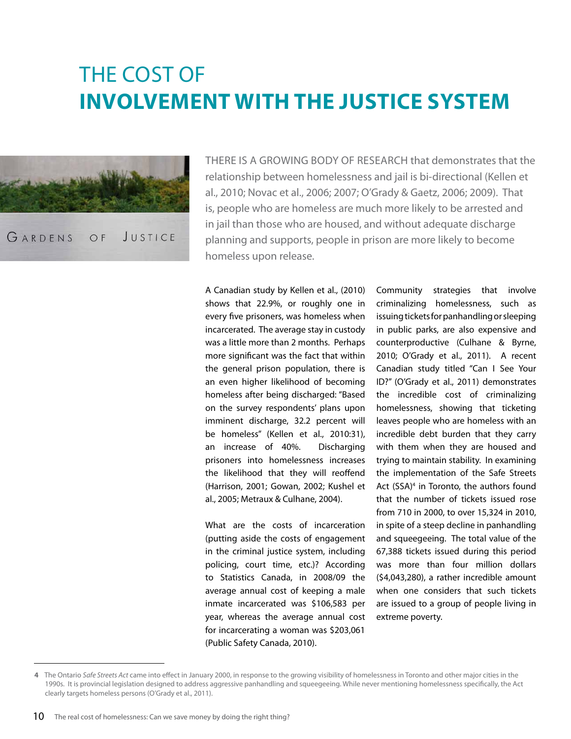# THE COST OF **INVOLVEMENT WITH THE JUSTICE SYSTEM**

THERE IS A GROWING BODY OF RESEARCH that demonstrates that the relationship between homelessness and jail is bi-directional (Kellen et al., 2010; Novac et al., 2006; 2007; O'Grady & Gaetz, 2006; 2009). That is, people who are homeless are much more likely to be arrested and in jail than those who are housed, and without adequate discharge planning and supports, people in prison are more likely to become homeless upon release.

A Canadian study by Kellen et al., (2010) shows that 22.9%, or roughly one in every five prisoners, was homeless when incarcerated. The average stay in custody was a little more than 2 months. Perhaps more significant was the fact that within the general prison population, there is an even higher likelihood of becoming homeless after being discharged: "Based on the survey respondents' plans upon imminent discharge, 32.2 percent will be homeless" (Kellen et al., 2010:31), an increase of 40%. Discharging prisoners into homelessness increases the likelihood that they will reoffend (Harrison, 2001; Gowan, 2002; Kushel et al., 2005; Metraux & Culhane, 2004).

What are the costs of incarceration (putting aside the costs of engagement in the criminal justice system, including policing, court time, etc.)? According to Statistics Canada, in 2008/09 the average annual cost of keeping a male inmate incarcerated was $106,583 per year, whereas the average annual cost for incarcerating a woman was $203,061 (Public Safety Canada, 2010).

Community strategies that involve criminalizing homelessness, such as issuing tickets for panhandling or sleeping in public parks, are also expensive and counterproductive (Culhane & Byrne, 2010; O'Grady et al., 2011). A recent Canadian study titled "Can I See Your ID?" (O'Grady et al., 2011) demonstrates the incredible cost of criminalizing homelessness, showing that ticketing leaves people who are homeless with an incredible debt burden that they carry with them when they are housed and trying to maintain stability. In examining the implementation of the Safe Streets Act (SSA)[4] in Toronto, the authors found that the number of tickets issued rose from 710 in 2000, to over 15,324 in 2010, in spite of a steep decline in panhandling and squeegeeing. The total value of the 67,388 tickets issued during this period was more than four million dollars ($4,043,280), a rather incredible amount when one considers that such tickets are issued to a group of people living in extreme poverty.

---

[4] The Ontario *Safe Streets Act* came into effect in January 2000, in response to the growing visibility of homelessness in Toronto and other major cities in the 1990s. It is provincial legislation designed to address aggressive panhandling and squeegeeing. While never mentioning homelessness specifically, the Act clearly targets homeless persons (O'Grady et al., 2011).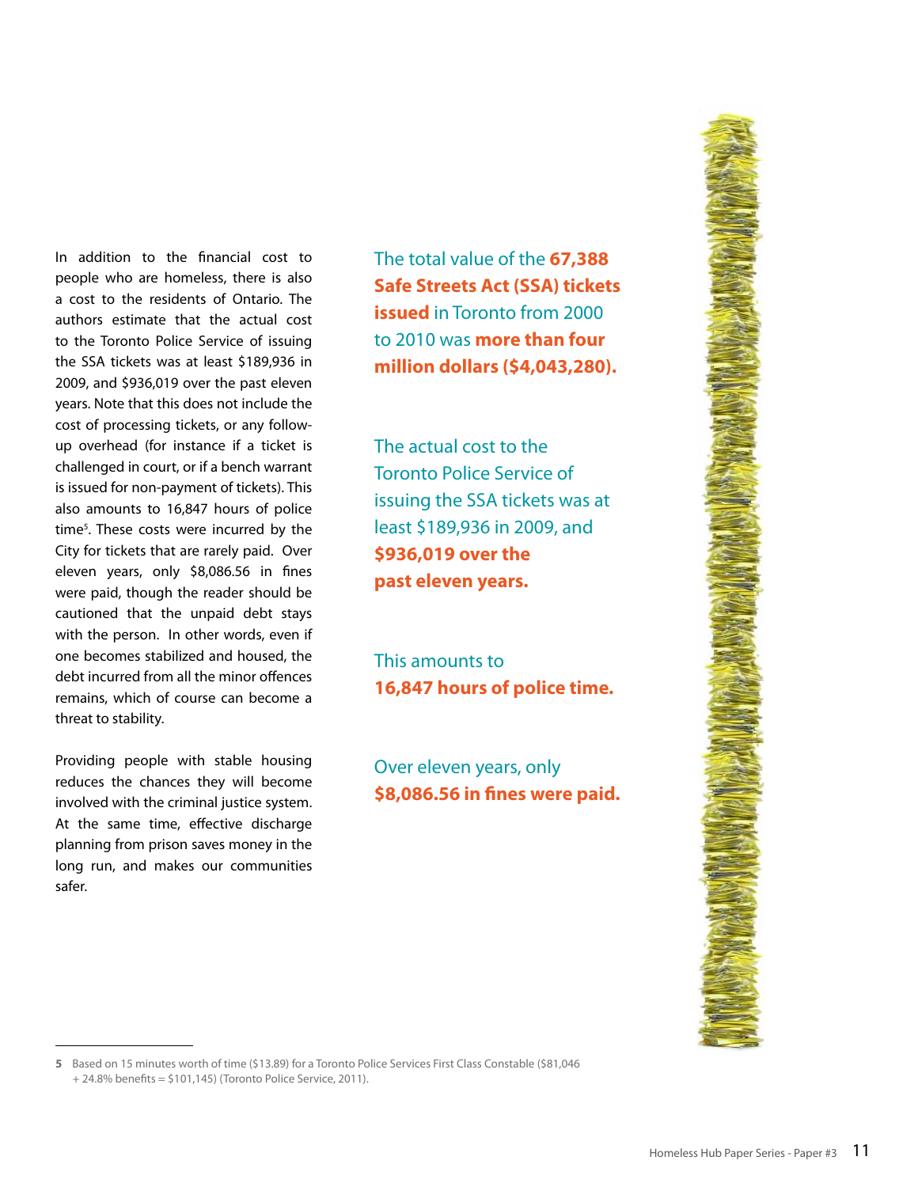In addition to the financial cost to people who are homeless, there is also a cost to the residents of Ontario. The authors estimate that the actual cost to the Toronto Police Service of issuing the SSA tickets was at least $189,936 in 2009, and $936,019 over the past eleven years. Note that this does not include the cost of processing tickets, or any follow-up overhead (for instance if a ticket is challenged in court, or if a bench warrant is issued for non-payment of tickets). This also amounts to 16,847 hours of police time[5]. These costs were incurred by the City for tickets that are rarely paid. Over eleven years, only $8,086.56 in fines were paid, though the reader should be cautioned that the unpaid debt stays with the person. In other words, even if one becomes stabilized and housed, the debt incurred from all the minor offences remains, which of course can become a threat to stability.

Providing people with stable housing reduces the chances they will become involved with the criminal justice system. At the same time, effective discharge planning from prison saves money in the long run, and makes our communities safer.

The total value of the **67,388 Safe Streets Act (SSA) tickets issued** in Toronto from 2000 to 2010 was **more than four million dollars ($4,043,280).**

The actual cost to the Toronto Police Service of issuing the SSA tickets was at least $189,936 in 2009, and **$936,019 over the past eleven years.**

This amounts to **16,847 hours of police time.**

Over eleven years, only **$8,086.56 in fines were paid.**

---

5 Based on 15 minutes worth of time ($13.89) for a Toronto Police Services First Class Constable ($81,046 + 24.8% benefits = $101,145) (Toronto Police Service, 2011).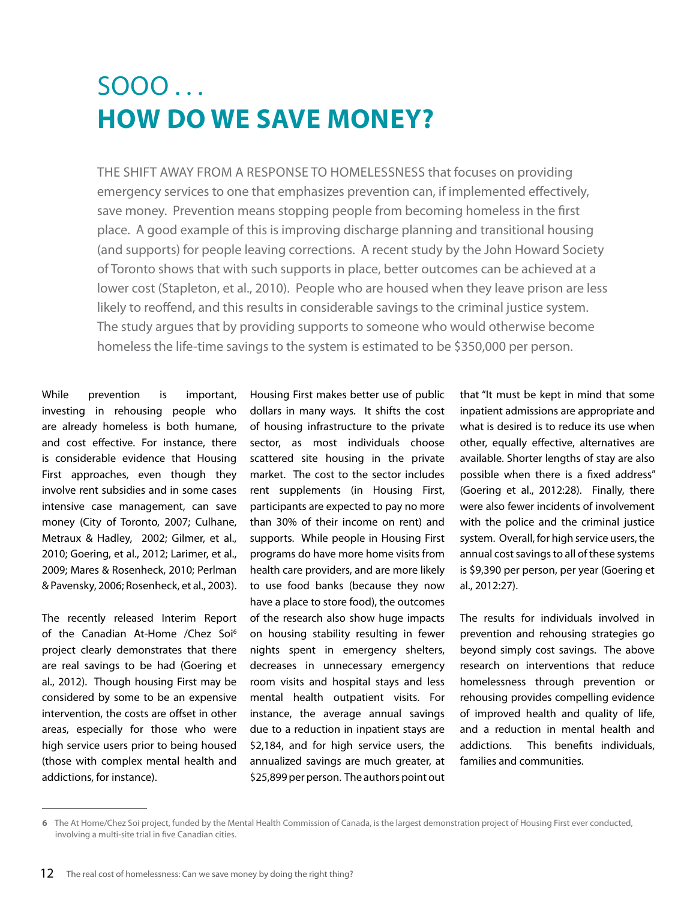# SOOO . . .
# HOW DO WE SAVE MONEY?

THE SHIFT AWAY FROM A RESPONSE TO HOMELESSNESS that focuses on providing emergency services to one that emphasizes prevention can, if implemented effectively, save money. Prevention means stopping people from becoming homeless in the first place. A good example of this is improving discharge planning and transitional housing (and supports) for people leaving corrections. A recent study by the John Howard Society of Toronto shows that with such supports in place, better outcomes can be achieved at a lower cost (Stapleton, et al., 2010). People who are housed when they leave prison are less likely to reoffend, and this results in considerable savings to the criminal justice system. The study argues that by providing supports to someone who would otherwise become homeless the life-time savings to the system is estimated to be $350,000 per person.

While prevention is important, investing in rehousing people who are already homeless is both humane, and cost effective. For instance, there is considerable evidence that Housing First approaches, even though they involve rent subsidies and in some cases intensive case management, can save money (City of Toronto, 2007; Culhane, Metraux & Hadley, 2002; Gilmer, et al., 2010; Goering, et al., 2012; Larimer, et al., 2009; Mares & Rosenheck, 2010; Perlman & Pavensky, 2006; Rosenheck, et al., 2003).

The recently released Interim Report of the Canadian At-Home /Chez Soi[6] project clearly demonstrates that there are real savings to be had (Goering et al., 2012). Though housing First may be considered by some to be an expensive intervention, the costs are offset in other areas, especially for those who were high service users prior to being housed (those with complex mental health and addictions, for instance).

Housing First makes better use of public dollars in many ways. It shifts the cost of housing infrastructure to the private sector, as most individuals choose scattered site housing in the private market. The cost to the sector includes rent supplements (in Housing First, participants are expected to pay no more than 30% of their income on rent) and supports. While people in Housing First programs do have more home visits from health care providers, and are more likely to use food banks (because they now have a place to store food), the outcomes of the research also show huge impacts on housing stability resulting in fewer nights spent in emergency shelters, decreases in unnecessary emergency room visits and hospital stays and less mental health outpatient visits. For instance, the average annual savings due to a reduction in inpatient stays are $2,184, and for high service users, the annualized savings are much greater, at $25,899 per person. The authors point out that "It must be kept in mind that some inpatient admissions are appropriate and what is desired is to reduce its use when other, equally effective, alternatives are available. Shorter lengths of stay are also possible when there is a fixed address" (Goering et al., 2012:28). Finally, there were also fewer incidents of involvement with the police and the criminal justice system. Overall, for high service users, the annual cost savings to all of these systems is $9,390 per person, per year (Goering et al., 2012:27).

The results for individuals involved in prevention and rehousing strategies go beyond simply cost savings. The above research on interventions that reduce homelessness through prevention or rehousing provides compelling evidence of improved health and quality of life, and a reduction in mental health and addictions. This benefits individuals, families and communities.

---

6 The At Home/Chez Soi project, funded by the Mental Health Commission of Canada, is the largest demonstration project of Housing First ever conducted, involving a multi-site trial in five Canadian cities.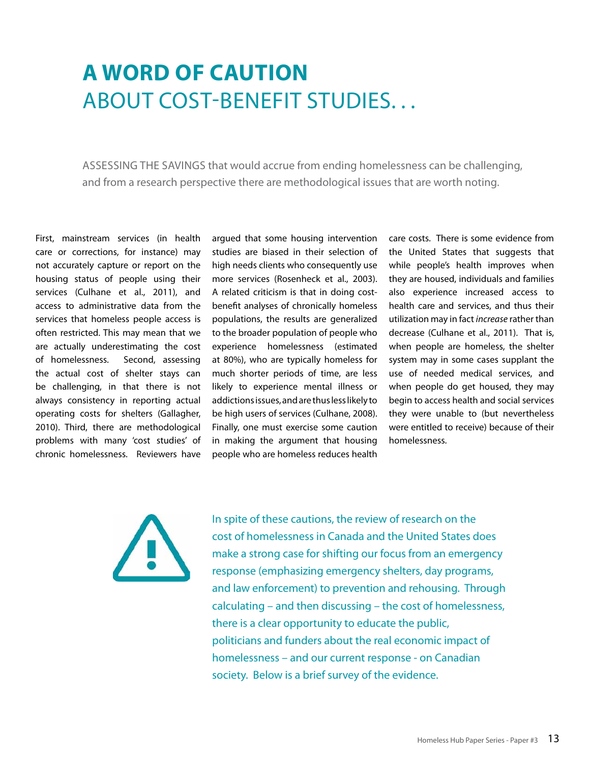# A WORD OF CAUTION ABOUT COST-BENEFIT STUDIES. . .

ASSESSING THE SAVINGS that would accrue from ending homelessness can be challenging, and from a research perspective there are methodological issues that are worth noting.

First, mainstream services (in health care or corrections, for instance) may not accurately capture or report on the housing status of people using their services (Culhane et al., 2011), and access to administrative data from the services that homeless people access is often restricted. This may mean that we are actually underestimating the cost of homelessness. Second, assessing the actual cost of shelter stays can be challenging, in that there is not always consistency in reporting actual operating costs for shelters (Gallagher, 2010). Third, there are methodological problems with many 'cost studies' of chronic homelessness. Reviewers have argued that some housing intervention studies are biased in their selection of high needs clients who consequently use more services (Rosenheck et al., 2003). A related criticism is that in doing cost-benefit analyses of chronically homeless populations, the results are generalized to the broader population of people who experience homelessness (estimated at 80%), who are typically homeless for much shorter periods of time, are less likely to experience mental illness or addictions issues, and are thus less likely to be high users of services (Culhane, 2008). Finally, one must exercise some caution in making the argument that housing people who are homeless reduces health care costs. There is some evidence from the United States that suggests that while people's health improves when they are housed, individuals and families also experience increased access to health care and services, and thus their utilization may in fact *increase* rather than decrease (Culhane et al., 2011). That is, when people are homeless, the shelter system may in some cases supplant the use of needed medical services, and when people do get housed, they may begin to access health and social services they were unable to (but nevertheless were entitled to receive) because of their homelessness.

In spite of these cautions, the review of research on the cost of homelessness in Canada and the United States does make a strong case for shifting our focus from an emergency response (emphasizing emergency shelters, day programs, and law enforcement) to prevention and rehousing. Through calculating – and then discussing – the cost of homelessness, there is a clear opportunity to educate the public, politicians and funders about the real economic impact of homelessness – and our current response - on Canadian society. Below is a brief survey of the evidence.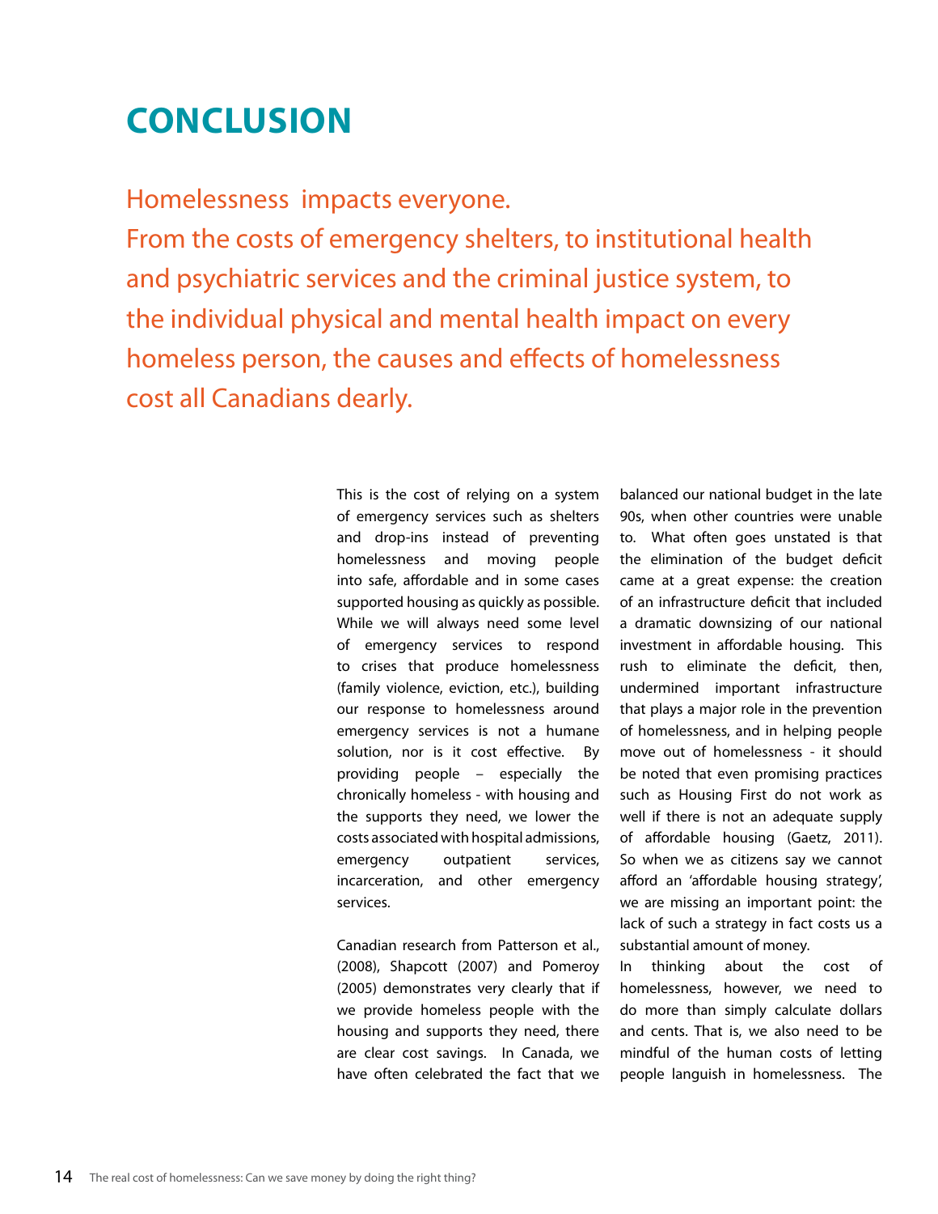# CONCLUSION

Homelessness impacts everyone.
From the costs of emergency shelters, to institutional health and psychiatric services and the criminal justice system, to the individual physical and mental health impact on every homeless person, the causes and effects of homelessness cost all Canadians dearly.

This is the cost of relying on a system of emergency services such as shelters and drop-ins instead of preventing homelessness and moving people into safe, affordable and in some cases supported housing as quickly as possible. While we will always need some level of emergency services to respond to crises that produce homelessness (family violence, eviction, etc.), building our response to homelessness around emergency services is not a humane solution, nor is it cost effective. By providing people – especially the chronically homeless - with housing and the supports they need, we lower the costs associated with hospital admissions, emergency outpatient services, incarceration, and other emergency services.

Canadian research from Patterson et al., (2008), Shapcott (2007) and Pomeroy (2005) demonstrates very clearly that if we provide homeless people with the housing and supports they need, there are clear cost savings. In Canada, we have often celebrated the fact that we balanced our national budget in the late 90s, when other countries were unable to. What often goes unstated is that the elimination of the budget deficit came at a great expense: the creation of an infrastructure deficit that included a dramatic downsizing of our national investment in affordable housing. This rush to eliminate the deficit, then, undermined important infrastructure that plays a major role in the prevention of homelessness, and in helping people move out of homelessness - it should be noted that even promising practices such as Housing First do not work as well if there is not an adequate supply of affordable housing (Gaetz, 2011). So when we as citizens say we cannot afford an 'affordable housing strategy', we are missing an important point: the lack of such a strategy in fact costs us a substantial amount of money.

In thinking about the cost of homelessness, however, we need to do more than simply calculate dollars and cents. That is, we also need to be mindful of the human costs of letting people languish in homelessness. The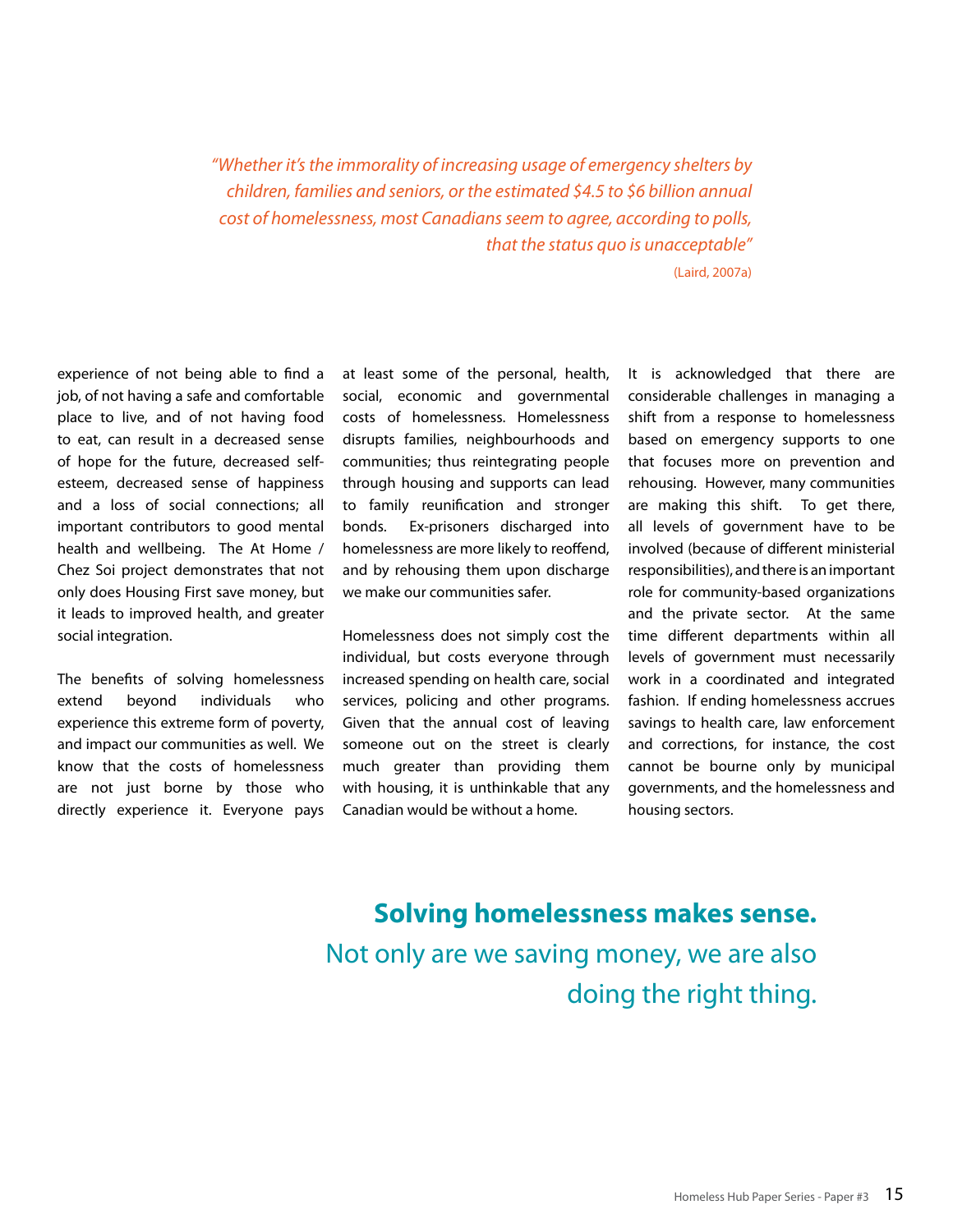*"Whether it's the immorality of increasing usage of emergency shelters by children, families and seniors, or the estimated $4.5 to $6 billion annual cost of homelessness, most Canadians seem to agree, according to polls, that the status quo is unacceptable"*

(Laird, 2007a)

experience of not being able to find a job, of not having a safe and comfortable place to live, and of not having food to eat, can result in a decreased sense of hope for the future, decreased self-esteem, decreased sense of happiness and a loss of social connections; all important contributors to good mental health and wellbeing. The At Home / Chez Soi project demonstrates that not only does Housing First save money, but it leads to improved health, and greater social integration.

The benefits of solving homelessness extend beyond individuals who experience this extreme form of poverty, and impact our communities as well. We know that the costs of homelessness are not just borne by those who directly experience it. Everyone pays at least some of the personal, health, social, economic and governmental costs of homelessness. Homelessness disrupts families, neighbourhoods and communities; thus reintegrating people through housing and supports can lead to family reunification and stronger bonds. Ex-prisoners discharged into homelessness are more likely to reoffend, and by rehousing them upon discharge we make our communities safer.

Homelessness does not simply cost the individual, but costs everyone through increased spending on health care, social services, policing and other programs. Given that the annual cost of leaving someone out on the street is clearly much greater than providing them with housing, it is unthinkable that any Canadian would be without a home.

It is acknowledged that there are considerable challenges in managing a shift from a response to homelessness based on emergency supports to one that focuses more on prevention and rehousing. However, many communities are making this shift. To get there, all levels of government have to be involved (because of different ministerial responsibilities), and there is an important role for community-based organizations and the private sector. At the same time different departments within all levels of government must necessarily work in a coordinated and integrated fashion. If ending homelessness accrues savings to health care, law enforcement and corrections, for instance, the cost cannot be bourne only by municipal governments, and the homelessness and housing sectors.

**Solving homelessness makes sense.**
Not only are we saving money, we are also doing the right thing.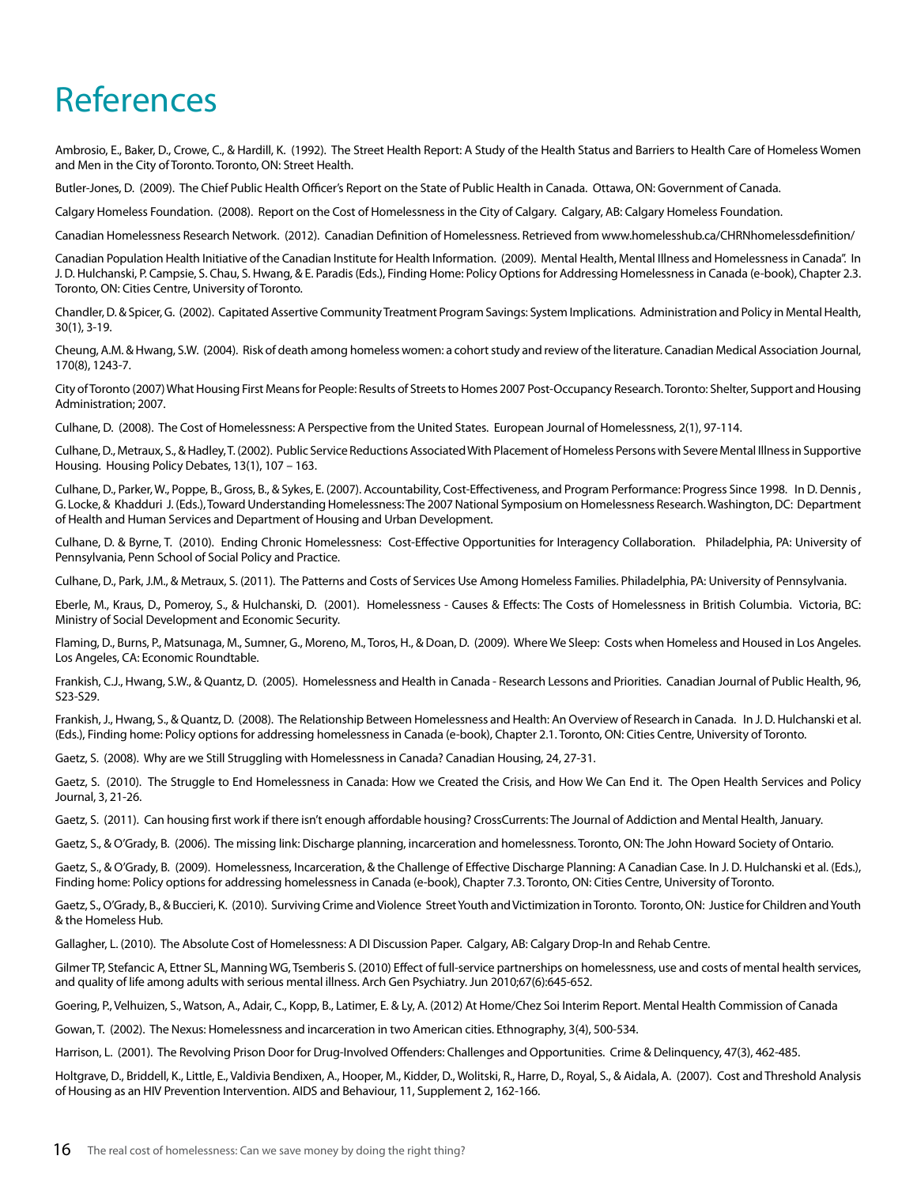# References

Ambrosio, E., Baker, D., Crowe, C., & Hardill, K. (1992). The Street Health Report: A Study of the Health Status and Barriers to Health Care of Homeless Women and Men in the City of Toronto. Toronto, ON: Street Health.

Butler-Jones, D. (2009). The Chief Public Health Officer's Report on the State of Public Health in Canada. Ottawa, ON: Government of Canada.

Calgary Homeless Foundation. (2008). Report on the Cost of Homelessness in the City of Calgary. Calgary, AB: Calgary Homeless Foundation.

Canadian Homelessness Research Network. (2012). Canadian Definition of Homelessness. Retrieved from www.homelesshub.ca/CHRNhomelessdefinition/

Canadian Population Health Initiative of the Canadian Institute for Health Information. (2009). Mental Health, Mental Illness and Homelessness in Canada". In J. D. Hulchanski, P. Campsie, S. Chau, S. Hwang, & E. Paradis (Eds.), Finding Home: Policy Options for Addressing Homelessness in Canada (e-book), Chapter 2.3. Toronto, ON: Cities Centre, University of Toronto.

Chandler, D. & Spicer, G. (2002). Capitated Assertive Community Treatment Program Savings: System Implications. Administration and Policy in Mental Health, 30(1), 3-19.

Cheung, A.M. & Hwang, S.W. (2004). Risk of death among homeless women: a cohort study and review of the literature. Canadian Medical Association Journal, 170(8), 1243-7.

City of Toronto (2007) What Housing First Means for People: Results of Streets to Homes 2007 Post-Occupancy Research. Toronto: Shelter, Support and Housing Administration; 2007.

Culhane, D. (2008). The Cost of Homelessness: A Perspective from the United States. European Journal of Homelessness, 2(1), 97-114.

Culhane, D., Metraux, S., & Hadley, T. (2002). Public Service Reductions Associated With Placement of Homeless Persons with Severe Mental Illness in Supportive Housing. Housing Policy Debates, 13(1), 107 – 163.

Culhane, D., Parker, W., Poppe, B., Gross, B., & Sykes, E. (2007). Accountability, Cost-Effectiveness, and Program Performance: Progress Since 1998. In D. Dennis , G. Locke, & Khadduri J. (Eds.), Toward Understanding Homelessness: The 2007 National Symposium on Homelessness Research. Washington, DC: Department of Health and Human Services and Department of Housing and Urban Development.

Culhane, D. & Byrne, T. (2010). Ending Chronic Homelessness: Cost-Effective Opportunities for Interagency Collaboration. Philadelphia, PA: University of Pennsylvania, Penn School of Social Policy and Practice.

Culhane, D., Park, J.M., & Metraux, S. (2011). The Patterns and Costs of Services Use Among Homeless Families. Philadelphia, PA: University of Pennsylvania.

Eberle, M., Kraus, D., Pomeroy, S., & Hulchanski, D. (2001). Homelessness - Causes & Effects: The Costs of Homelessness in British Columbia. Victoria, BC: Ministry of Social Development and Economic Security.

Flaming, D., Burns, P., Matsunaga, M., Sumner, G., Moreno, M., Toros, H., & Doan, D. (2009). Where We Sleep: Costs when Homeless and Housed in Los Angeles. Los Angeles, CA: Economic Roundtable.

Frankish, C.J., Hwang, S.W., & Quantz, D. (2005). Homelessness and Health in Canada - Research Lessons and Priorities. Canadian Journal of Public Health, 96, S23-S29.

Frankish, J., Hwang, S., & Quantz, D. (2008). The Relationship Between Homelessness and Health: An Overview of Research in Canada. In J. D. Hulchanski et al. (Eds.), Finding home: Policy options for addressing homelessness in Canada (e-book), Chapter 2.1. Toronto, ON: Cities Centre, University of Toronto.

Gaetz, S. (2008). Why are we Still Struggling with Homelessness in Canada? Canadian Housing, 24, 27-31.

Gaetz, S. (2010). The Struggle to End Homelessness in Canada: How we Created the Crisis, and How We Can End it. The Open Health Services and Policy Journal, 3, 21-26.

Gaetz, S. (2011). Can housing first work if there isn't enough affordable housing? CrossCurrents: The Journal of Addiction and Mental Health, January.

Gaetz, S., & O'Grady, B. (2006). The missing link: Discharge planning, incarceration and homelessness. Toronto, ON: The John Howard Society of Ontario.

Gaetz, S., & O'Grady, B. (2009). Homelessness, Incarceration, & the Challenge of Effective Discharge Planning: A Canadian Case. In J. D. Hulchanski et al. (Eds.), Finding home: Policy options for addressing homelessness in Canada (e-book), Chapter 7.3. Toronto, ON: Cities Centre, University of Toronto.

Gaetz, S., O'Grady, B., & Buccieri, K. (2010). Surviving Crime and Violence Street Youth and Victimization in Toronto. Toronto, ON: Justice for Children and Youth & the Homeless Hub.

Gallagher, L. (2010). The Absolute Cost of Homelessness: A DI Discussion Paper. Calgary, AB: Calgary Drop-In and Rehab Centre.

Gilmer TP, Stefancic A, Ettner SL, Manning WG, Tsemberis S. (2010) Effect of full-service partnerships on homelessness, use and costs of mental health services, and quality of life among adults with serious mental illness. Arch Gen Psychiatry. Jun 2010;67(6):645-652.

Goering, P., Velhuizen, S., Watson, A., Adair, C., Kopp, B., Latimer, E. & Ly, A. (2012) At Home/Chez Soi Interim Report. Mental Health Commission of Canada

Gowan, T. (2002). The Nexus: Homelessness and incarceration in two American cities. Ethnography, 3(4), 500-534.

Harrison, L. (2001). The Revolving Prison Door for Drug-Involved Offenders: Challenges and Opportunities. Crime & Delinquency, 47(3), 462-485.

Holtgrave, D., Briddell, K., Little, E., Valdivia Bendixen, A., Hooper, M., Kidder, D., Wolitski, R., Harre, D., Royal, S., & Aidala, A. (2007). Cost and Threshold Analysis of Housing as an HIV Prevention Intervention. AIDS and Behaviour, 11, Supplement 2, 162-166.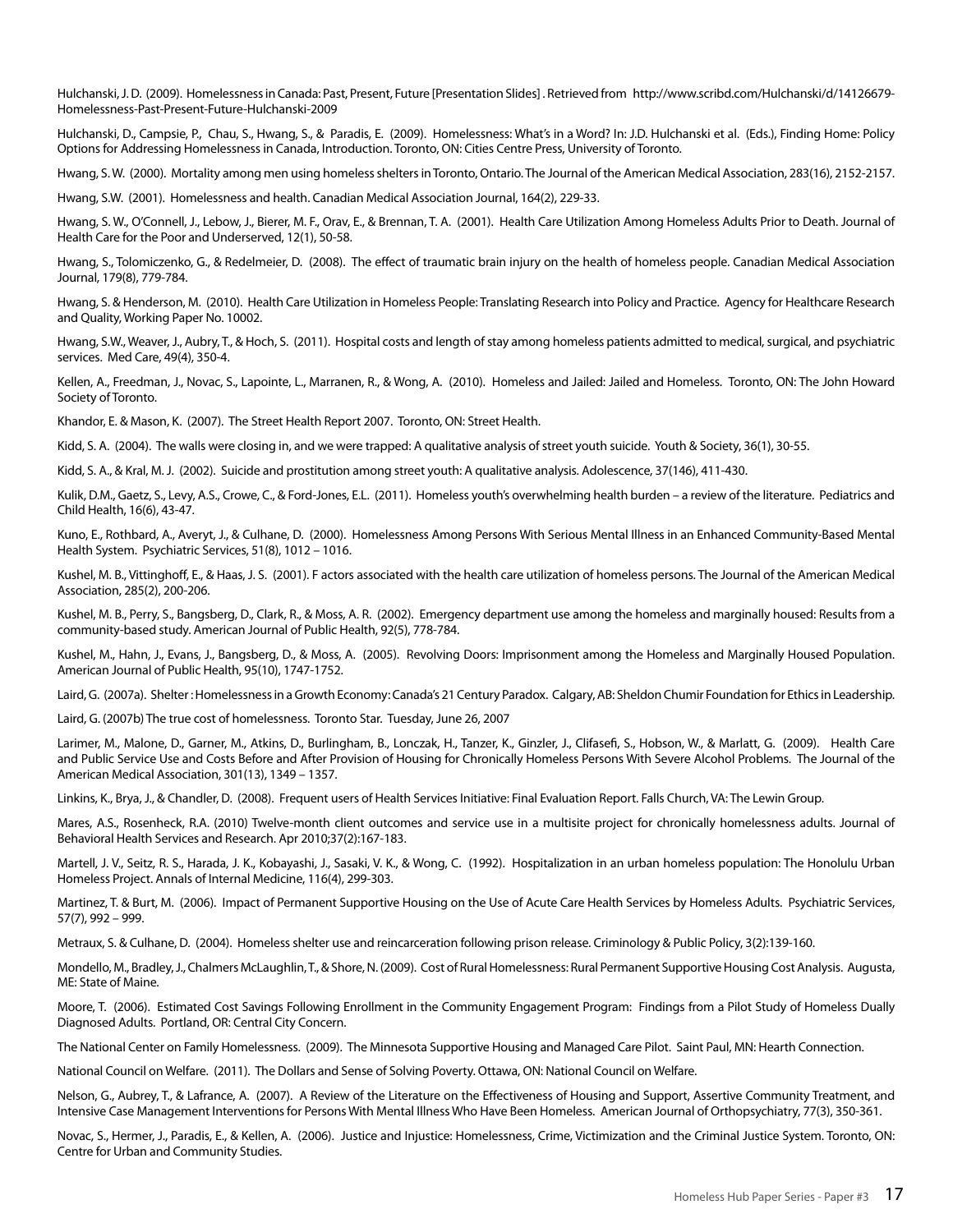Hulchanski, J. D. (2009). Homelessness in Canada: Past, Present, Future [Presentation Slides] . Retrieved from http://www.scribd.com/Hulchanski/d/14126679-Homelessness-Past-Present-Future-Hulchanski-2009

Hulchanski, D., Campsie, P., Chau, S., Hwang, S., & Paradis, E. (2009). Homelessness: What's in a Word? In: J.D. Hulchanski et al. (Eds.), Finding Home: Policy Options for Addressing Homelessness in Canada, Introduction. Toronto, ON: Cities Centre Press, University of Toronto.

Hwang, S. W. (2000). Mortality among men using homeless shelters in Toronto, Ontario. The Journal of the American Medical Association, 283(16), 2152-2157.

Hwang, S.W. (2001). Homelessness and health. Canadian Medical Association Journal, 164(2), 229-33.

Hwang, S. W., O'Connell, J., Lebow, J., Bierer, M. F., Orav, E., & Brennan, T. A. (2001). Health Care Utilization Among Homeless Adults Prior to Death. Journal of Health Care for the Poor and Underserved, 12(1), 50-58.

Hwang, S., Tolomiczenko, G., & Redelmeier, D. (2008). The effect of traumatic brain injury on the health of homeless people. Canadian Medical Association Journal, 179(8), 779-784.

Hwang, S. & Henderson, M. (2010). Health Care Utilization in Homeless People: Translating Research into Policy and Practice. Agency for Healthcare Research and Quality, Working Paper No. 10002.

Hwang, S.W., Weaver, J., Aubry, T., & Hoch, S. (2011). Hospital costs and length of stay among homeless patients admitted to medical, surgical, and psychiatric services. Med Care, 49(4), 350-4.

Kellen, A., Freedman, J., Novac, S., Lapointe, L., Marranen, R., & Wong, A. (2010). Homeless and Jailed: Jailed and Homeless. Toronto, ON: The John Howard Society of Toronto.

Khandor, E. & Mason, K. (2007). The Street Health Report 2007. Toronto, ON: Street Health.

Kidd, S. A. (2004). The walls were closing in, and we were trapped: A qualitative analysis of street youth suicide. Youth & Society, 36(1), 30-55.

Kidd, S. A., & Kral, M. J. (2002). Suicide and prostitution among street youth: A qualitative analysis. Adolescence, 37(146), 411-430.

Kulik, D.M., Gaetz, S., Levy, A.S., Crowe, C., & Ford-Jones, E.L. (2011). Homeless youth's overwhelming health burden – a review of the literature. Pediatrics and Child Health, 16(6), 43-47.

Kuno, E., Rothbard, A., Averyt, J., & Culhane, D. (2000). Homelessness Among Persons With Serious Mental Illness in an Enhanced Community-Based Mental Health System. Psychiatric Services, 51(8), 1012 – 1016.

Kushel, M. B., Vittinghoff, E., & Haas, J. S. (2001). F actors associated with the health care utilization of homeless persons. The Journal of the American Medical Association, 285(2), 200-206.

Kushel, M. B., Perry, S., Bangsberg, D., Clark, R., & Moss, A. R. (2002). Emergency department use among the homeless and marginally housed: Results from a community-based study. American Journal of Public Health, 92(5), 778-784.

Kushel, M., Hahn, J., Evans, J., Bangsberg, D., & Moss, A. (2005). Revolving Doors: Imprisonment among the Homeless and Marginally Housed Population. American Journal of Public Health, 95(10), 1747-1752.

Laird, G. (2007a). Shelter : Homelessness in a Growth Economy: Canada's 21 Century Paradox. Calgary, AB: Sheldon Chumir Foundation for Ethics in Leadership.

Laird, G. (2007b) The true cost of homelessness. Toronto Star. Tuesday, June 26, 2007

Larimer, M., Malone, D., Garner, M., Atkins, D., Burlingham, B., Lonczak, H., Tanzer, K., Ginzler, J., Clifasefi, S., Hobson, W., & Marlatt, G. (2009). Health Care and Public Service Use and Costs Before and After Provision of Housing for Chronically Homeless Persons With Severe Alcohol Problems. The Journal of the American Medical Association, 301(13), 1349 – 1357.

Linkins, K., Brya, J., & Chandler, D. (2008). Frequent users of Health Services Initiative: Final Evaluation Report. Falls Church, VA: The Lewin Group.

Mares, A.S., Rosenheck, R.A. (2010) Twelve-month client outcomes and service use in a multisite project for chronically homelessness adults. Journal of Behavioral Health Services and Research. Apr 2010;37(2):167-183.

Martell, J. V., Seitz, R. S., Harada, J. K., Kobayashi, J., Sasaki, V. K., & Wong, C. (1992). Hospitalization in an urban homeless population: The Honolulu Urban Homeless Project. Annals of Internal Medicine, 116(4), 299-303.

Martinez, T. & Burt, M. (2006). Impact of Permanent Supportive Housing on the Use of Acute Care Health Services by Homeless Adults. Psychiatric Services, 57(7), 992 – 999.

Metraux, S. & Culhane, D. (2004). Homeless shelter use and reincarceration following prison release. Criminology & Public Policy, 3(2):139-160.

Mondello, M., Bradley, J., Chalmers McLaughlin, T., & Shore, N. (2009). Cost of Rural Homelessness: Rural Permanent Supportive Housing Cost Analysis. Augusta, ME: State of Maine.

Moore, T. (2006). Estimated Cost Savings Following Enrollment in the Community Engagement Program: Findings from a Pilot Study of Homeless Dually Diagnosed Adults. Portland, OR: Central City Concern.

The National Center on Family Homelessness. (2009). The Minnesota Supportive Housing and Managed Care Pilot. Saint Paul, MN: Hearth Connection.

National Council on Welfare. (2011). The Dollars and Sense of Solving Poverty. Ottawa, ON: National Council on Welfare.

Nelson, G., Aubrey, T., & Lafrance, A. (2007). A Review of the Literature on the Effectiveness of Housing and Support, Assertive Community Treatment, and Intensive Case Management Interventions for Persons With Mental Illness Who Have Been Homeless. American Journal of Orthopsychiatry, 77(3), 350-361.

Novac, S., Hermer, J., Paradis, E., & Kellen, A. (2006). Justice and Injustice: Homelessness, Crime, Victimization and the Criminal Justice System. Toronto, ON: Centre for Urban and Community Studies.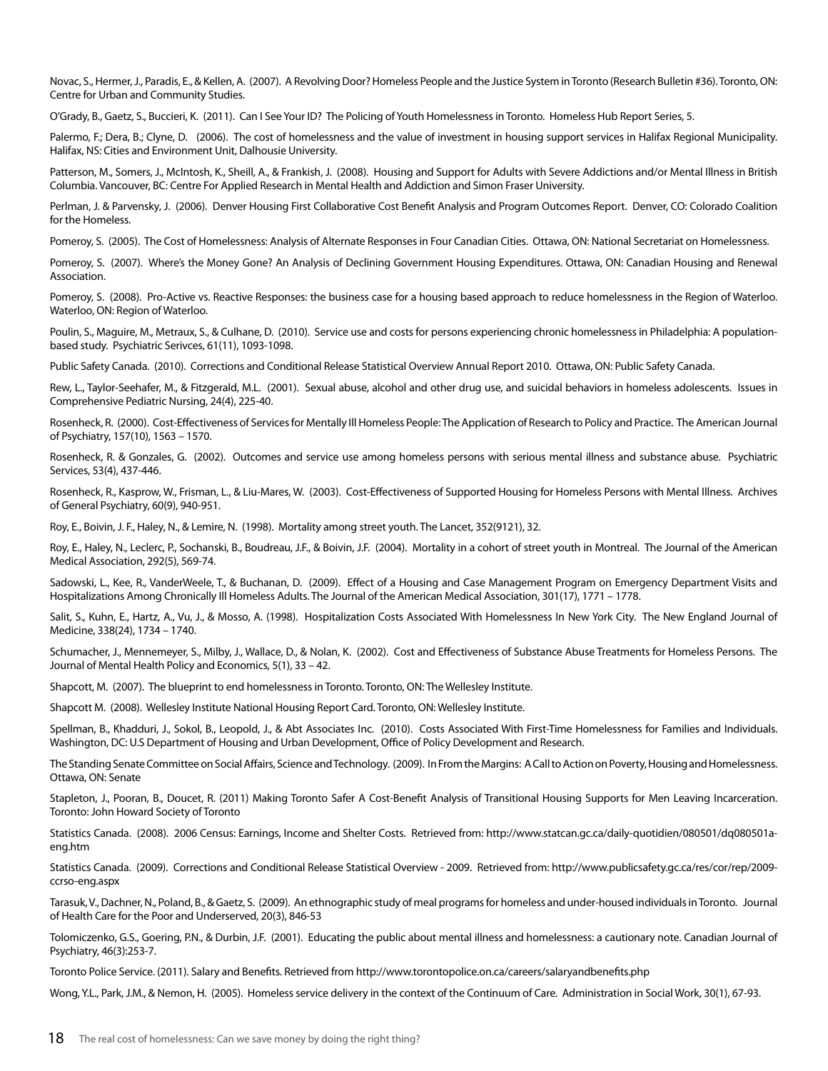Novac, S., Hermer, J., Paradis, E., & Kellen, A. (2007). A Revolving Door? Homeless People and the Justice System in Toronto (Research Bulletin #36). Toronto, ON: Centre for Urban and Community Studies.

O'Grady, B., Gaetz, S., Buccieri, K. (2011). Can I See Your ID? The Policing of Youth Homelessness in Toronto. Homeless Hub Report Series, 5.

Palermo, F.; Dera, B.; Clyne, D. (2006). The cost of homelessness and the value of investment in housing support services in Halifax Regional Municipality. Halifax, NS: Cities and Environment Unit, Dalhousie University.

Patterson, M., Somers, J., McIntosh, K., Sheill, A., & Frankish, J. (2008). Housing and Support for Adults with Severe Addictions and/or Mental Illness in British Columbia. Vancouver, BC: Centre For Applied Research in Mental Health and Addiction and Simon Fraser University.

Perlman, J. & Parvensky, J. (2006). Denver Housing First Collaborative Cost Benefit Analysis and Program Outcomes Report. Denver, CO: Colorado Coalition for the Homeless.

Pomeroy, S. (2005). The Cost of Homelessness: Analysis of Alternate Responses in Four Canadian Cities. Ottawa, ON: National Secretariat on Homelessness.

Pomeroy, S. (2007). Where's the Money Gone? An Analysis of Declining Government Housing Expenditures. Ottawa, ON: Canadian Housing and Renewal Association.

Pomeroy, S. (2008). Pro-Active vs. Reactive Responses: the business case for a housing based approach to reduce homelessness in the Region of Waterloo. Waterloo, ON: Region of Waterloo.

Poulin, S., Maguire, M., Metraux, S., & Culhane, D. (2010). Service use and costs for persons experiencing chronic homelessness in Philadelphia: A population-based study. Psychiatric Serivces, 61(11), 1093-1098.

Public Safety Canada. (2010). Corrections and Conditional Release Statistical Overview Annual Report 2010. Ottawa, ON: Public Safety Canada.

Rew, L., Taylor-Seehafer, M., & Fitzgerald, M.L. (2001). Sexual abuse, alcohol and other drug use, and suicidal behaviors in homeless adolescents. Issues in Comprehensive Pediatric Nursing, 24(4), 225-40.

Rosenheck, R. (2000). Cost-Effectiveness of Services for Mentally Ill Homeless People: The Application of Research to Policy and Practice. The American Journal of Psychiatry, 157(10), 1563 – 1570.

Rosenheck, R. & Gonzales, G. (2002). Outcomes and service use among homeless persons with serious mental illness and substance abuse. Psychiatric Services, 53(4), 437-446.

Rosenheck, R., Kasprow, W., Frisman, L., & Liu-Mares, W. (2003). Cost-Effectiveness of Supported Housing for Homeless Persons with Mental Illness. Archives of General Psychiatry, 60(9), 940-951.

Roy, E., Boivin, J. F., Haley, N., & Lemire, N. (1998). Mortality among street youth. The Lancet, 352(9121), 32.

Roy, E., Haley, N., Leclerc, P., Sochanski, B., Boudreau, J.F., & Boivin, J.F. (2004). Mortality in a cohort of street youth in Montreal. The Journal of the American Medical Association, 292(5), 569-74.

Sadowski, L., Kee, R., VanderWeele, T., & Buchanan, D. (2009). Effect of a Housing and Case Management Program on Emergency Department Visits and Hospitalizations Among Chronically Ill Homeless Adults. The Journal of the American Medical Association, 301(17), 1771 – 1778.

Salit, S., Kuhn, E., Hartz, A., Vu, J., & Mosso, A. (1998). Hospitalization Costs Associated With Homelessness In New York City. The New England Journal of Medicine, 338(24), 1734 – 1740.

Schumacher, J., Mennemeyer, S., Milby, J., Wallace, D., & Nolan, K. (2002). Cost and Effectiveness of Substance Abuse Treatments for Homeless Persons. The Journal of Mental Health Policy and Economics, 5(1), 33 – 42.

Shapcott, M. (2007). The blueprint to end homelessness in Toronto. Toronto, ON: The Wellesley Institute.

Shapcott M. (2008). Wellesley Institute National Housing Report Card. Toronto, ON: Wellesley Institute.

Spellman, B., Khadduri, J., Sokol, B., Leopold, J., & Abt Associates Inc. (2010). Costs Associated With First-Time Homelessness for Families and Individuals. Washington, DC: U.S Department of Housing and Urban Development, Office of Policy Development and Research.

The Standing Senate Committee on Social Affairs, Science and Technology. (2009). In From the Margins: A Call to Action on Poverty, Housing and Homelessness. Ottawa, ON: Senate

Stapleton, J., Pooran, B., Doucet, R. (2011) Making Toronto Safer A Cost-Benefit Analysis of Transitional Housing Supports for Men Leaving Incarceration. Toronto: John Howard Society of Toronto

Statistics Canada. (2008). 2006 Census: Earnings, Income and Shelter Costs. Retrieved from: http://www.statcan.gc.ca/daily-quotidien/080501/dq080501a-eng.htm

Statistics Canada. (2009). Corrections and Conditional Release Statistical Overview - 2009. Retrieved from: http://www.publicsafety.gc.ca/res/cor/rep/2009-ccrso-eng.aspx

Tarasuk, V., Dachner, N., Poland, B., & Gaetz, S. (2009). An ethnographic study of meal programs for homeless and under-housed individuals in Toronto. Journal of Health Care for the Poor and Underserved, 20(3), 846-53

Tolomiczenko, G.S., Goering, P.N., & Durbin, J.F. (2001). Educating the public about mental illness and homelessness: a cautionary note. Canadian Journal of Psychiatry, 46(3):253-7.

Toronto Police Service. (2011). Salary and Benefits. Retrieved from http://www.torontopolice.on.ca/careers/salaryandbenefits.php

Wong, Y.L., Park, J.M., & Nemon, H. (2005). Homeless service delivery in the context of the Continuum of Care. Administration in Social Work, 30(1), 67-93.